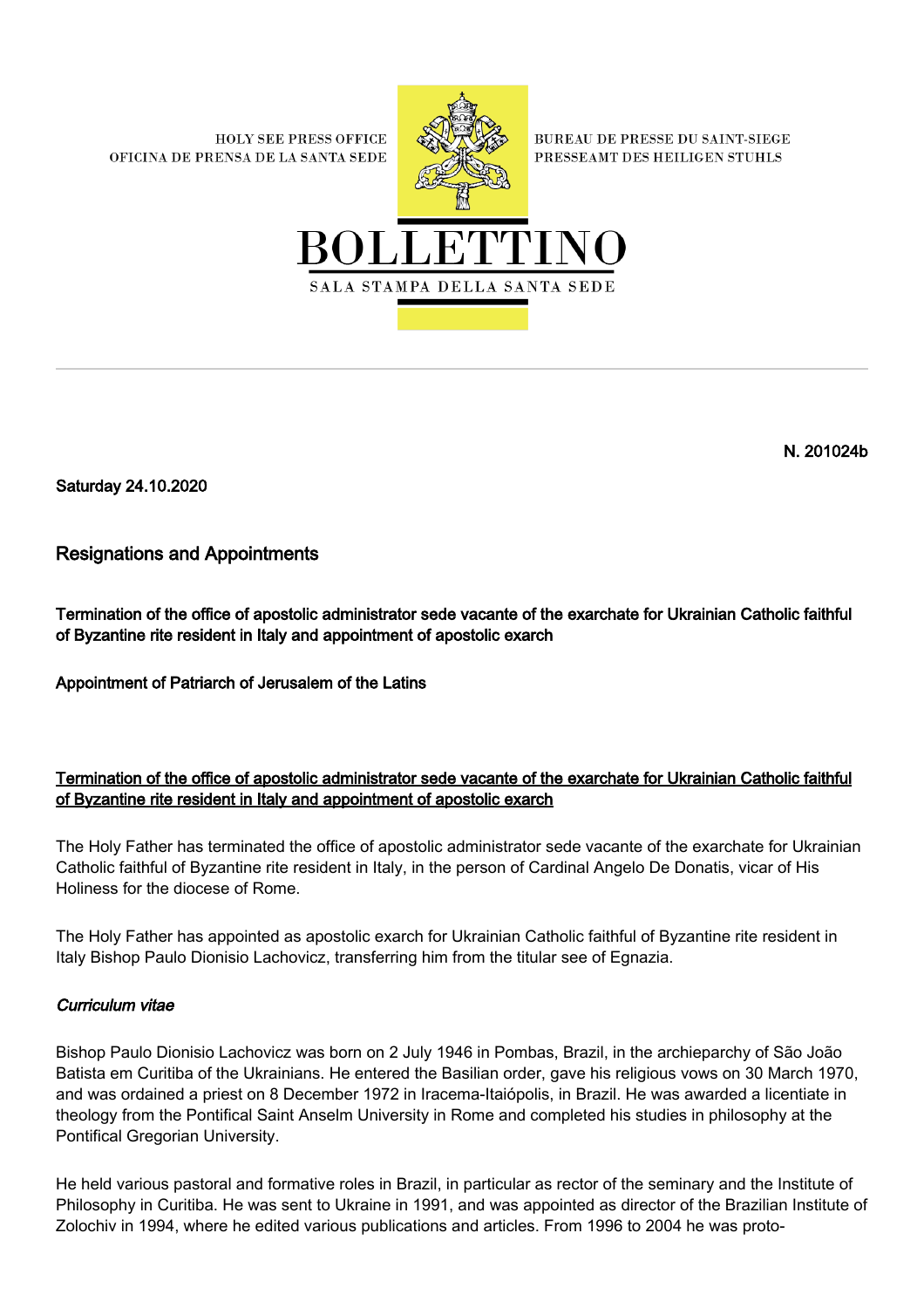HOLY SEE PRESS OFFICE
OFICINA DE PRENSA DE LA SANTA SEDE

BUREAU DE PRESSE DU SAINT-SIEGE
PRESSEAMT DES HEILIGEN STUHLS

# BOLLETTINO

SALA STAMPA DELLA SANTA SEDE

**N. 201024b**

**Saturday 24.10.2020**

## Resignations and Appointments

**Termination of the office of apostolic administrator sede vacante of the exarchate for Ukrainian Catholic faithful of Byzantine rite resident in Italy and appointment of apostolic exarch**

**Appointment of Patriarch of Jerusalem of the Latins**

### Termination of the office of apostolic administrator sede vacante of the exarchate for Ukrainian Catholic faithful of Byzantine rite resident in Italy and appointment of apostolic exarch

The Holy Father has terminated the office of apostolic administrator sede vacante of the exarchate for Ukrainian Catholic faithful of Byzantine rite resident in Italy, in the person of Cardinal Angelo De Donatis, vicar of His Holiness for the diocese of Rome.

The Holy Father has appointed as apostolic exarch for Ukrainian Catholic faithful of Byzantine rite resident in Italy Bishop Paulo Dionisio Lachovicz, transferring him from the titular see of Egnazia.

#### *Curriculum vitae*

Bishop Paulo Dionisio Lachovicz was born on 2 July 1946 in Pombas, Brazil, in the archieparchy of São João Batista em Curitiba of the Ukrainians. He entered the Basilian order, gave his religious vows on 30 March 1970, and was ordained a priest on 8 December 1972 in Iracema-Itaiópolis, in Brazil. He was awarded a licentiate in theology from the Pontifical Saint Anselm University in Rome and completed his studies in philosophy at the Pontifical Gregorian University.

He held various pastoral and formative roles in Brazil, in particular as rector of the seminary and the Institute of Philosophy in Curitiba. He was sent to Ukraine in 1991, and was appointed as director of the Brazilian Institute of Zolochiv in 1994, where he edited various publications and articles. From 1996 to 2004 he was proto-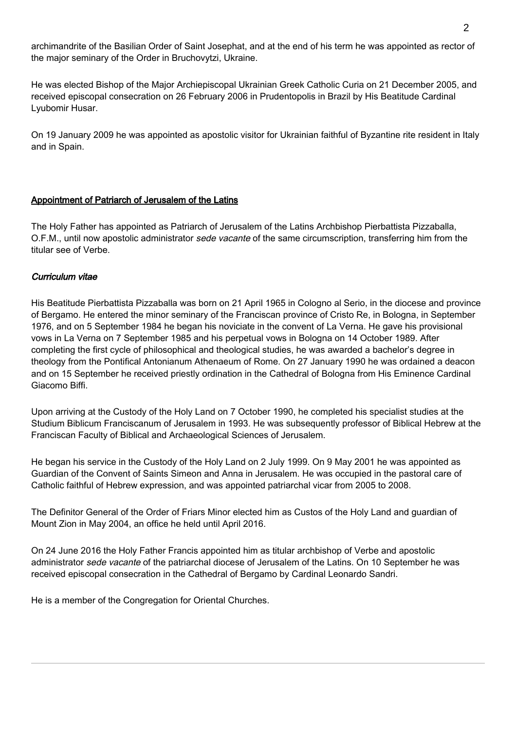archimandrite of the Basilian Order of Saint Josephat, and at the end of his term he was appointed as rector of the major seminary of the Order in Bruchovytzi, Ukraine.

He was elected Bishop of the Major Archiepiscopal Ukrainian Greek Catholic Curia on 21 December 2005, and received episcopal consecration on 26 February 2006 in Prudentopolis in Brazil by His Beatitude Cardinal Lyubomir Husar.

On 19 January 2009 he was appointed as apostolic visitor for Ukrainian faithful of Byzantine rite resident in Italy and in Spain.

## Appointment of Patriarch of Jerusalem of the Latins

The Holy Father has appointed as Patriarch of Jerusalem of the Latins Archbishop Pierbattista Pizzaballa, O.F.M., until now apostolic administrator *sede vacante* of the same circumscription, transferring him from the titular see of Verbe.

### *Curriculum vitae*

His Beatitude Pierbattista Pizzaballa was born on 21 April 1965 in Cologno al Serio, in the diocese and province of Bergamo. He entered the minor seminary of the Franciscan province of Cristo Re, in Bologna, in September 1976, and on 5 September 1984 he began his noviciate in the convent of La Verna. He gave his provisional vows in La Verna on 7 September 1985 and his perpetual vows in Bologna on 14 October 1989. After completing the first cycle of philosophical and theological studies, he was awarded a bachelor's degree in theology from the Pontifical Antonianum Athenaeum of Rome. On 27 January 1990 he was ordained a deacon and on 15 September he received priestly ordination in the Cathedral of Bologna from His Eminence Cardinal Giacomo Biffi.

Upon arriving at the Custody of the Holy Land on 7 October 1990, he completed his specialist studies at the Studium Biblicum Franciscanum of Jerusalem in 1993. He was subsequently professor of Biblical Hebrew at the Franciscan Faculty of Biblical and Archaeological Sciences of Jerusalem.

He began his service in the Custody of the Holy Land on 2 July 1999. On 9 May 2001 he was appointed as Guardian of the Convent of Saints Simeon and Anna in Jerusalem. He was occupied in the pastoral care of Catholic faithful of Hebrew expression, and was appointed patriarchal vicar from 2005 to 2008.

The Definitor General of the Order of Friars Minor elected him as Custos of the Holy Land and guardian of Mount Zion in May 2004, an office he held until April 2016.

On 24 June 2016 the Holy Father Francis appointed him as titular archbishop of Verbe and apostolic administrator *sede vacante* of the patriarchal diocese of Jerusalem of the Latins. On 10 September he was received episcopal consecration in the Cathedral of Bergamo by Cardinal Leonardo Sandri.

He is a member of the Congregation for Oriental Churches.